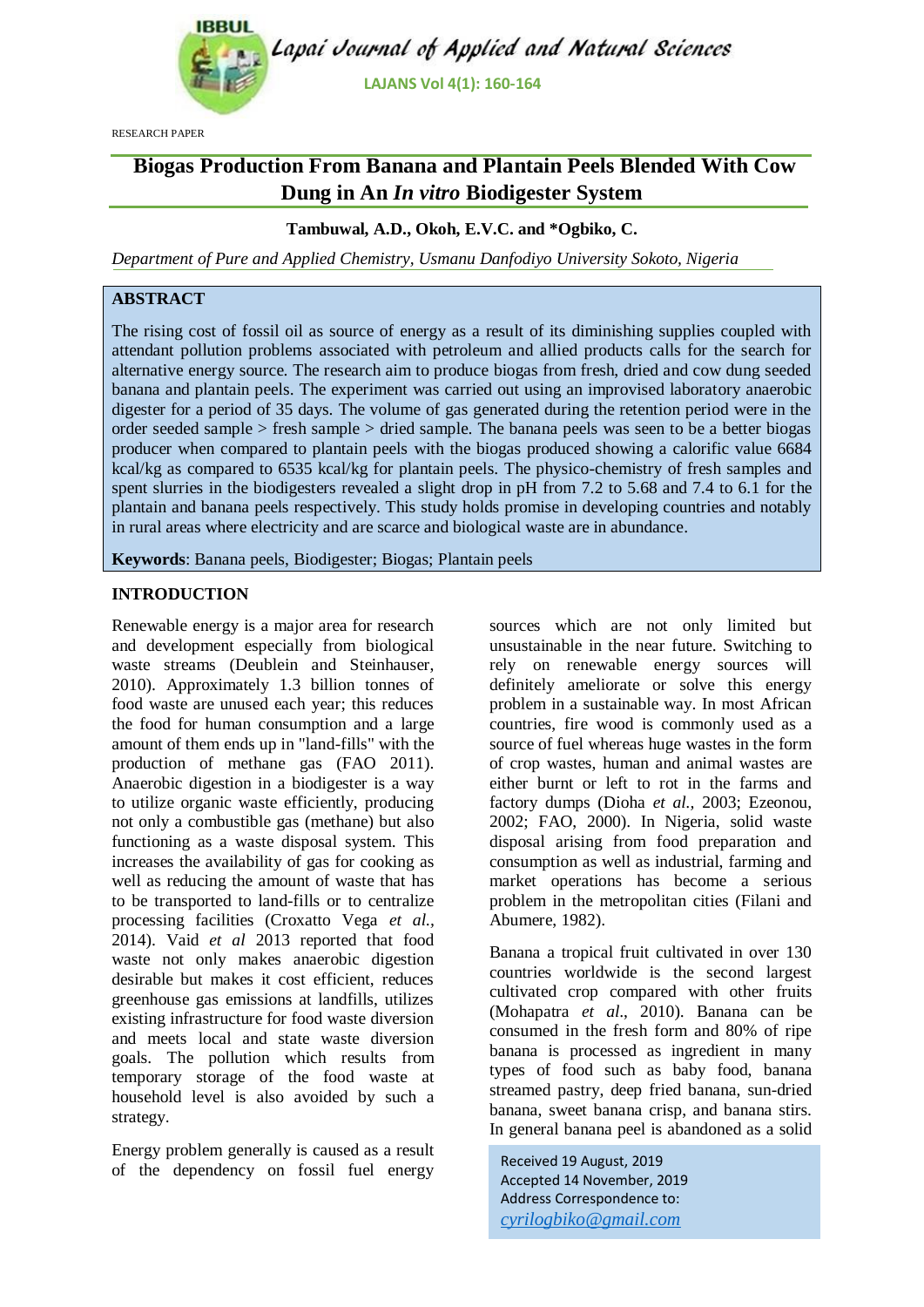RESEARCH PAPER

# Biogas Production From Banana and Plantain Peels Blended With Cow Dung in An *In vitro* Biodigester System

**Tambuwal, A.D., Okoh, E.V.C. and \*Ogbiko, C.**

*Department of Pure and Applied Chemistry, Usmanu Danfodiyo University Sokoto, Nigeria*

## ABSTRACT

The rising cost of fossil oil as source of energy as a result of its diminishing supplies coupled with attendant pollution problems associated with petroleum and allied products calls for the search for alternative energy source. The research aim to produce biogas from fresh, dried and cow dung seeded banana and plantain peels. The experiment was carried out using an improvised laboratory anaerobic digester for a period of 35 days. The volume of gas generated during the retention period were in the order seeded sample > fresh sample > dried sample. The banana peels was seen to be a better biogas producer when compared to plantain peels with the biogas produced showing a calorific value 6684 kcal/kg as compared to 6535 kcal/kg for plantain peels. The physico-chemistry of fresh samples and spent slurries in the biodigesters revealed a slight drop in pH from 7.2 to 5.68 and 7.4 to 6.1 for the plantain and banana peels respectively. This study holds promise in developing countries and notably in rural areas where electricity and are scarce and biological waste are in abundance.

**Keywords**: Banana peels, Biodigester; Biogas; Plantain peels

## INTRODUCTION

Renewable energy is a major area for research and development especially from biological waste streams (Deublein and Steinhauser, 2010). Approximately 1.3 billion tonnes of food waste are unused each year; this reduces the food for human consumption and a large amount of them ends up in "land-fills" with the production of methane gas (FAO 2011). Anaerobic digestion in a biodigester is a way to utilize organic waste efficiently, producing not only a combustible gas (methane) but also functioning as a waste disposal system. This increases the availability of gas for cooking as well as reducing the amount of waste that has to be transported to land-fills or to centralize processing facilities (Croxatto Vega *et al.*, 2014). Vaid *et al* 2013 reported that food waste not only makes anaerobic digestion desirable but makes it cost efficient, reduces greenhouse gas emissions at landfills, utilizes existing infrastructure for food waste diversion and meets local and state waste diversion goals. The pollution which results from temporary storage of the food waste at household level is also avoided by such a strategy.

Energy problem generally is caused as a result of the dependency on fossil fuel energy sources which are not only limited but unsustainable in the near future. Switching to rely on renewable energy sources will definitely ameliorate or solve this energy problem in a sustainable way. In most African countries, fire wood is commonly used as a source of fuel whereas huge wastes in the form of crop wastes, human and animal wastes are either burnt or left to rot in the farms and factory dumps (Dioha *et al.*, 2003; Ezeonou, 2002; FAO, 2000). In Nigeria, solid waste disposal arising from food preparation and consumption as well as industrial, farming and market operations has become a serious problem in the metropolitan cities (Filani and Abumere, 1982).

Banana a tropical fruit cultivated in over 130 countries worldwide is the second largest cultivated crop compared with other fruits (Mohapatra *et al.*, 2010). Banana can be consumed in the fresh form and 80% of ripe banana is processed as ingredient in many types of food such as baby food, banana streamed pastry, deep fried banana, sun-dried banana, sweet banana crisp, and banana stirs. In general banana peel is abandoned as a solid

Received 19 August, 2019
Accepted 14 November, 2019
Address Correspondence to:
cyrilogbiko@gmail.com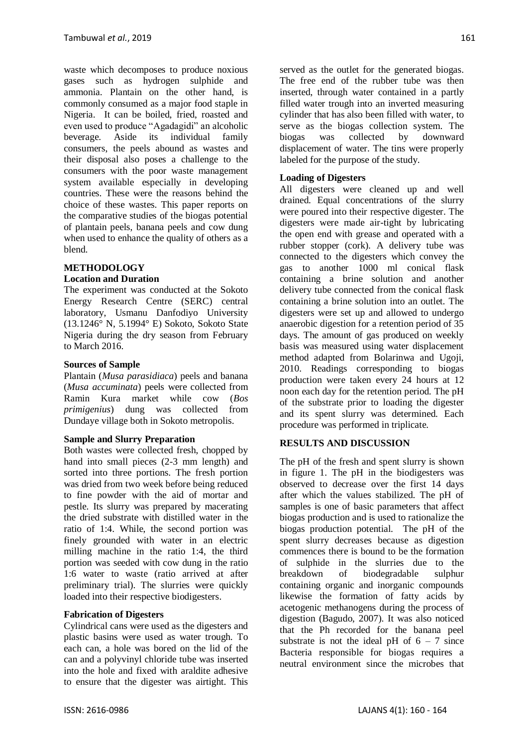waste which decomposes to produce noxious gases such as hydrogen sulphide and ammonia. Plantain on the other hand, is commonly consumed as a major food staple in Nigeria. It can be boiled, fried, roasted and even used to produce "Agadagidi" an alcoholic beverage. Aside its individual family consumers, the peels abound as wastes and their disposal also poses a challenge to the consumers with the poor waste management system available especially in developing countries. These were the reasons behind the choice of these wastes. This paper reports on the comparative studies of the biogas potential of plantain peels, banana peels and cow dung when used to enhance the quality of others as a blend.

## METHODOLOGY

### Location and Duration

The experiment was conducted at the Sokoto Energy Research Centre (SERC) central laboratory, Usmanu Danfodiyo University (13.1246° N, 5.1994° E) Sokoto, Sokoto State Nigeria during the dry season from February to March 2016.

### Sources of Sample

Plantain (*Musa parasidiaca*) peels and banana (*Musa accuminata*) peels were collected from Ramin Kura market while cow (*Bos primigenius*) dung was collected from Dundaye village both in Sokoto metropolis.

### Sample and Slurry Preparation

Both wastes were collected fresh, chopped by hand into small pieces (2-3 mm length) and sorted into three portions. The fresh portion was dried from two week before being reduced to fine powder with the aid of mortar and pestle. Its slurry was prepared by macerating the dried substrate with distilled water in the ratio of 1:4. While, the second portion was finely grounded with water in an electric milling machine in the ratio 1:4, the third portion was seeded with cow dung in the ratio 1:6 water to waste (ratio arrived at after preliminary trial). The slurries were quickly loaded into their respective biodigesters.

### Fabrication of Digesters

Cylindrical cans were used as the digesters and plastic basins were used as water trough. To each can, a hole was bored on the lid of the can and a polyvinyl chloride tube was inserted into the hole and fixed with araldite adhesive to ensure that the digester was airtight. This served as the outlet for the generated biogas. The free end of the rubber tube was then inserted, through water contained in a partly filled water trough into an inverted measuring cylinder that has also been filled with water, to serve as the biogas collection system. The biogas was collected by downward displacement of water. The tins were properly labeled for the purpose of the study.

### Loading of Digesters

All digesters were cleaned up and well drained. Equal concentrations of the slurry were poured into their respective digester. The digesters were made air-tight by lubricating the open end with grease and operated with a rubber stopper (cork). A delivery tube was connected to the digesters which convey the gas to another 1000 ml conical flask containing a brine solution and another delivery tube connected from the conical flask containing a brine solution into an outlet. The digesters were set up and allowed to undergo anaerobic digestion for a retention period of 35 days. The amount of gas produced on weekly basis was measured using water displacement method adapted from Bolarinwa and Ugoji, 2010. Readings corresponding to biogas production were taken every 24 hours at 12 noon each day for the retention period. The pH of the substrate prior to loading the digester and its spent slurry was determined. Each procedure was performed in triplicate.

## RESULTS AND DISCUSSION

The pH of the fresh and spent slurry is shown in figure 1. The pH in the biodigesters was observed to decrease over the first 14 days after which the values stabilized. The pH of samples is one of basic parameters that affect biogas production and is used to rationalize the biogas production potential. The pH of the spent slurry decreases because as digestion commences there is bound to be the formation of sulphide in the slurries due to the breakdown of biodegradable sulphur containing organic and inorganic compounds likewise the formation of fatty acids by acetogenic methanogens during the process of digestion (Bagudo, 2007). It was also noticed that the Ph recorded for the banana peel substrate is not the ideal pH of 6 – 7 since Bacteria responsible for biogas requires a neutral environment since the microbes that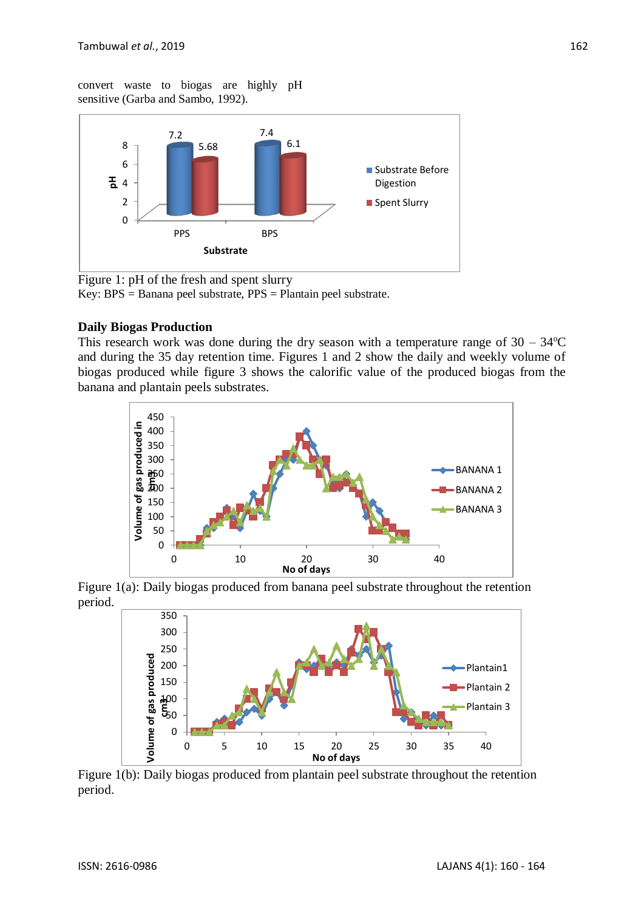convert waste to biogas are highly pH sensitive (Garba and Sambo, 1992).

Figure 1: pH of the fresh and spent slurry

Key: BPS = Banana peel substrate, PPS = Plantain peel substrate.

**Daily Biogas Production**

This research work was done during the dry season with a temperature range of 30 – 34°C and during the 35 day retention time. Figures 1 and 2 show the daily and weekly volume of biogas produced while figure 3 shows the calorific value of the produced biogas from the banana and plantain peels substrates.

Figure 1(a): Daily biogas produced from banana peel substrate throughout the retention period.

Figure 1(b): Daily biogas produced from plantain peel substrate throughout the retention period.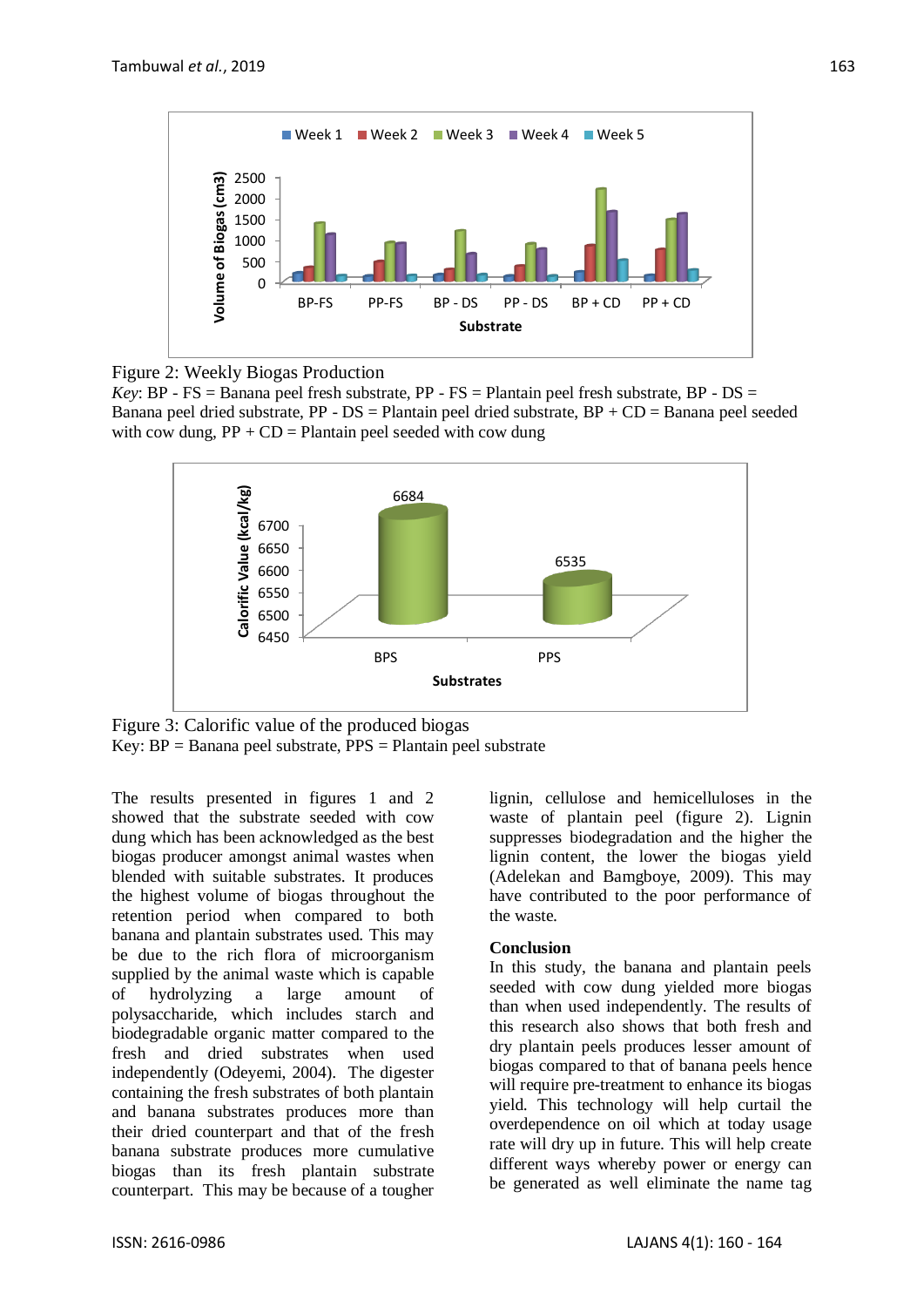Figure 2: Weekly Biogas Production

*Key*: BP - FS = Banana peel fresh substrate, PP - FS = Plantain peel fresh substrate, BP - DS = Banana peel dried substrate, PP - DS = Plantain peel dried substrate, BP + CD = Banana peel seeded with cow dung, PP + CD = Plantain peel seeded with cow dung

Figure 3: Calorific value of the produced biogas

Key: BP = Banana peel substrate, PPS = Plantain peel substrate

The results presented in figures 1 and 2 showed that the substrate seeded with cow dung which has been acknowledged as the best biogas producer amongst animal wastes when blended with suitable substrates. It produces the highest volume of biogas throughout the retention period when compared to both banana and plantain substrates used. This may be due to the rich flora of microorganism supplied by the animal waste which is capable of hydrolyzing a large amount of polysaccharide, which includes starch and biodegradable organic matter compared to the fresh and dried substrates when used independently (Odeyemi, 2004). The digester containing the fresh substrates of both plantain and banana substrates produces more than their dried counterpart and that of the fresh banana substrate produces more cumulative biogas than its fresh plantain substrate counterpart. This may be because of a tougher lignin, cellulose and hemicelluloses in the waste of plantain peel (figure 2). Lignin suppresses biodegradation and the higher the lignin content, the lower the biogas yield (Adelekan and Bamgboye, 2009). This may have contributed to the poor performance of the waste.

## Conclusion

In this study, the banana and plantain peels seeded with cow dung yielded more biogas than when used independently. The results of this research also shows that both fresh and dry plantain peels produces lesser amount of biogas compared to that of banana peels hence will require pre-treatment to enhance its biogas yield. This technology will help curtail the overdependence on oil which at today usage rate will dry up in future. This will help create different ways whereby power or energy can be generated as well eliminate the name tag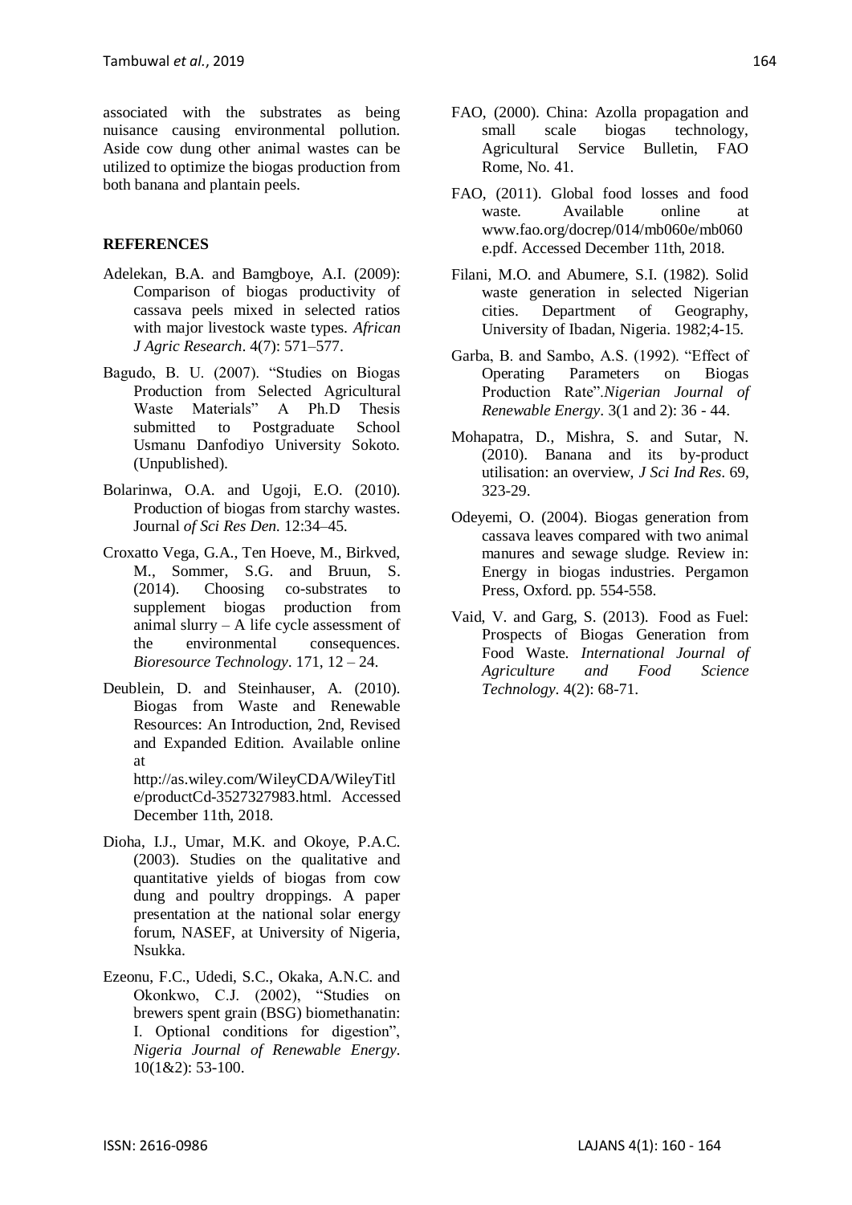associated with the substrates as being nuisance causing environmental pollution. Aside cow dung other animal wastes can be utilized to optimize the biogas production from both banana and plantain peels.

## REFERENCES

Adelekan, B.A. and Bamgboye, A.I. (2009): Comparison of biogas productivity of cassava peels mixed in selected ratios with major livestock waste types. *African J Agric Research*. 4(7): 571–577.

Bagudo, B. U. (2007). "Studies on Biogas Production from Selected Agricultural Waste Materials" A Ph.D Thesis submitted to Postgraduate School Usmanu Danfodiyo University Sokoto. (Unpublished).

Bolarinwa, O.A. and Ugoji, E.O. (2010). Production of biogas from starchy wastes. Journal *of Sci Res Den.* 12:34–45.

Croxatto Vega, G.A., Ten Hoeve, M., Birkved, M., Sommer, S.G. and Bruun, S. (2014). Choosing co-substrates to supplement biogas production from animal slurry – A life cycle assessment of the environmental consequences. *Bioresource Technology*. 171, 12 – 24.

Deublein, D. and Steinhauser, A. (2010). Biogas from Waste and Renewable Resources: An Introduction, 2nd, Revised and Expanded Edition. Available online at http://as.wiley.com/WileyCDA/WileyTitle/productCd-3527327983.html. Accessed December 11th, 2018.

Dioha, I.J., Umar, M.K. and Okoye, P.A.C. (2003). Studies on the qualitative and quantitative yields of biogas from cow dung and poultry droppings. A paper presentation at the national solar energy forum, NASEF, at University of Nigeria, Nsukka.

Ezeonu, F.C., Udedi, S.C., Okaka, A.N.C. and Okonkwo, C.J. (2002), "Studies on brewers spent grain (BSG) biomethanatin: I. Optional conditions for digestion", *Nigeria Journal of Renewable Energy*. 10(1&2): 53-100.

FAO, (2000). China: Azolla propagation and small scale biogas technology, Agricultural Service Bulletin, FAO Rome, No. 41.

FAO, (2011). Global food losses and food waste. Available online at www.fao.org/docrep/014/mb060e/mb060e.pdf. Accessed December 11th, 2018.

Filani, M.O. and Abumere, S.I. (1982). Solid waste generation in selected Nigerian cities. Department of Geography, University of Ibadan, Nigeria. 1982;4-15.

Garba, B. and Sambo, A.S. (1992). "Effect of Operating Parameters on Biogas Production Rate".*Nigerian Journal of Renewable Energy*. 3(1 and 2): 36 - 44.

Mohapatra, D., Mishra, S. and Sutar, N. (2010). Banana and its by-product utilisation: an overview, *J Sci Ind Res*. 69, 323-29.

Odeyemi, O. (2004). Biogas generation from cassava leaves compared with two animal manures and sewage sludge. Review in: Energy in biogas industries. Pergamon Press, Oxford. pp. 554-558.

Vaid, V. and Garg, S. (2013). Food as Fuel: Prospects of Biogas Generation from Food Waste. *International Journal of Agriculture and Food Science Technology*. 4(2): 68-71.